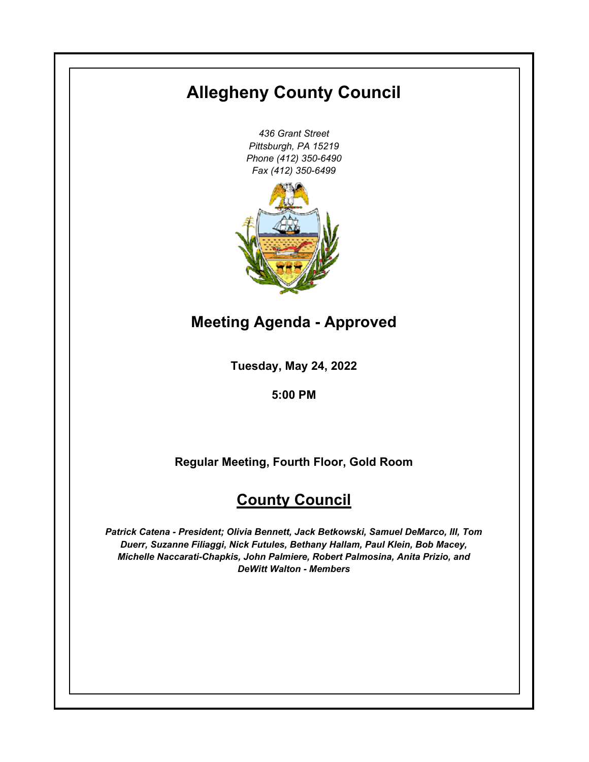# Allegheny County Council

*436 Grant Street*
*Pittsburgh, PA 15219*
*Phone (412) 350-6490*
*Fax (412) 350-6499*

## Meeting Agenda - Approved

**Tuesday, May 24, 2022**

**5:00 PM**

**Regular Meeting, Fourth Floor, Gold Room**

## County Council

***Patrick Catena - President; Olivia Bennett, Jack Betkowski, Samuel DeMarco, III, Tom Duerr, Suzanne Filiaggi, Nick Futules, Bethany Hallam, Paul Klein, Bob Macey, Michelle Naccarati-Chapkis, John Palmiere, Robert Palmosina, Anita Prizio, and DeWitt Walton - Members***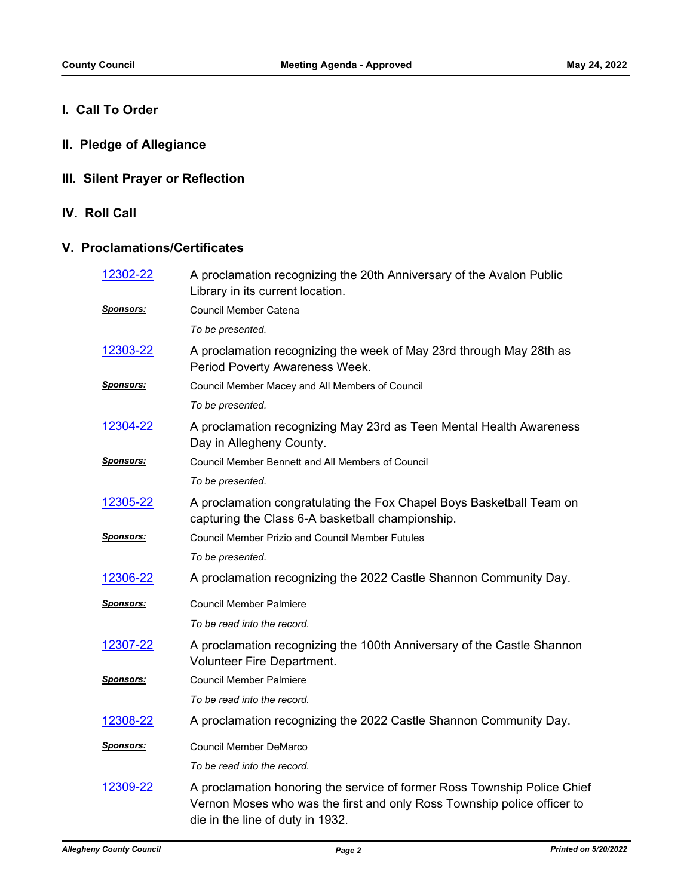## I. Call To Order

## II. Pledge of Allegiance

## III. Silent Prayer or Reflection

## IV. Roll Call

## V. Proclamations/Certificates

**12302-22** A proclamation recognizing the 20th Anniversary of the Avalon Public Library in its current location.

***Sponsors:*** Council Member Catena

*To be presented.*

**12303-22** A proclamation recognizing the week of May 23rd through May 28th as Period Poverty Awareness Week.

***Sponsors:*** Council Member Macey and All Members of Council

*To be presented.*

**12304-22** A proclamation recognizing May 23rd as Teen Mental Health Awareness Day in Allegheny County.

***Sponsors:*** Council Member Bennett and All Members of Council

*To be presented.*

**12305-22** A proclamation congratulating the Fox Chapel Boys Basketball Team on capturing the Class 6-A basketball championship.

***Sponsors:*** Council Member Prizio and Council Member Futules

*To be presented.*

**12306-22** A proclamation recognizing the 2022 Castle Shannon Community Day.

***Sponsors:*** Council Member Palmiere

*To be read into the record.*

**12307-22** A proclamation recognizing the 100th Anniversary of the Castle Shannon Volunteer Fire Department.

***Sponsors:*** Council Member Palmiere

*To be read into the record.*

**12308-22** A proclamation recognizing the 2022 Castle Shannon Community Day.

***Sponsors:*** Council Member DeMarco

*To be read into the record.*

**12309-22** A proclamation honoring the service of former Ross Township Police Chief Vernon Moses who was the first and only Ross Township police officer to die in the line of duty in 1932.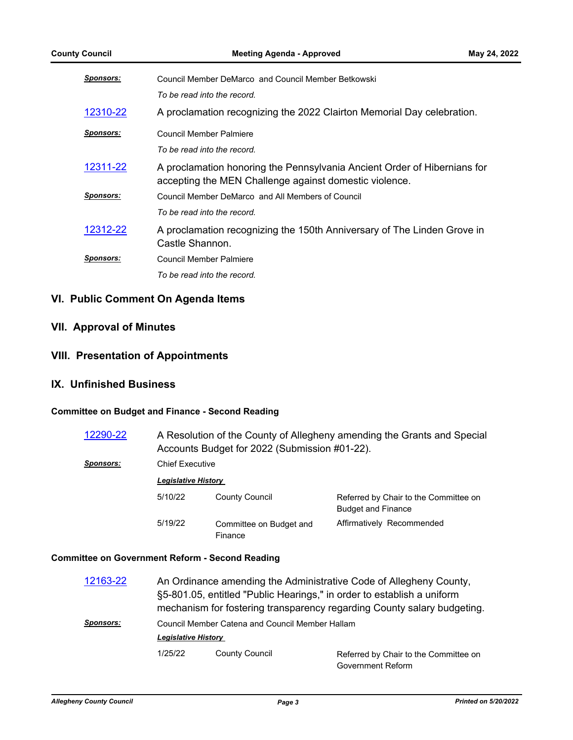**Sponsors:** Council Member DeMarco and Council Member Betkowski

*To be read into the record.*

[12310-22](#) A proclamation recognizing the 2022 Clairton Memorial Day celebration.

**Sponsors:** Council Member Palmiere

*To be read into the record.*

[12311-22](#) A proclamation honoring the Pennsylvania Ancient Order of Hibernians for accepting the MEN Challenge against domestic violence.

**Sponsors:** Council Member DeMarco and All Members of Council

*To be read into the record.*

[12312-22](#) A proclamation recognizing the 150th Anniversary of The Linden Grove in Castle Shannon.

**Sponsors:** Council Member Palmiere

*To be read into the record.*

## VI. Public Comment On Agenda Items

## VII. Approval of Minutes

## VIII. Presentation of Appointments

## IX. Unfinished Business

### Committee on Budget and Finance - Second Reading

[12290-22](#) A Resolution of the County of Allegheny amending the Grants and Special Accounts Budget for 2022 (Submission #01-22).

**Sponsors:** Chief Executive

***Legislative History***

| | | |
|---|---|---|
| 5/10/22 | County Council | Referred by Chair to the Committee on Budget and Finance |
| 5/19/22 | Committee on Budget and Finance | Affirmatively Recommended |

### Committee on Government Reform - Second Reading

[12163-22](#) An Ordinance amending the Administrative Code of Allegheny County, §5-801.05, entitled "Public Hearings," in order to establish a uniform mechanism for fostering transparency regarding County salary budgeting.

**Sponsors:** Council Member Catena and Council Member Hallam

***Legislative History***

| | | |
|---|---|---|
| 1/25/22 | County Council | Referred by Chair to the Committee on Government Reform |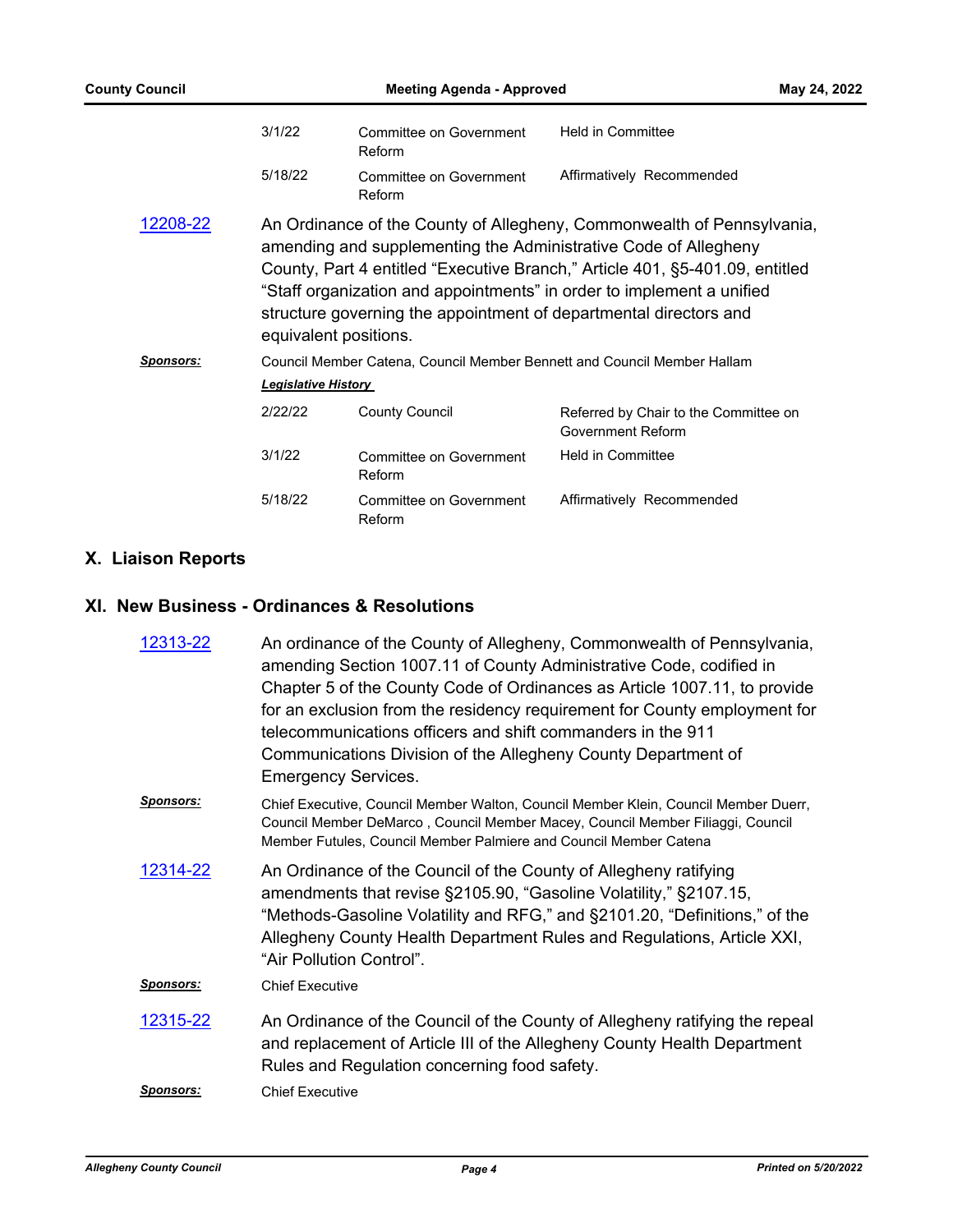| | | |
|---|---|---|
| 3/1/22 | Committee on Government Reform | Held in Committee |
| 5/18/22 | Committee on Government Reform | Affirmatively Recommended |

**12208-22** An Ordinance of the County of Allegheny, Commonwealth of Pennsylvania, amending and supplementing the Administrative Code of Allegheny County, Part 4 entitled "Executive Branch," Article 401, §5-401.09, entitled "Staff organization and appointments" in order to implement a unified structure governing the appointment of departmental directors and equivalent positions.

***Sponsors:*** Council Member Catena, Council Member Bennett and Council Member Hallam

***Legislative History***

| | | |
|---|---|---|
| 2/22/22 | County Council | Referred by Chair to the Committee on Government Reform |
| 3/1/22 | Committee on Government Reform | Held in Committee |
| 5/18/22 | Committee on Government Reform | Affirmatively Recommended |

## X. Liaison Reports

## XI. New Business - Ordinances & Resolutions

**12313-22** An ordinance of the County of Allegheny, Commonwealth of Pennsylvania, amending Section 1007.11 of County Administrative Code, codified in Chapter 5 of the County Code of Ordinances as Article 1007.11, to provide for an exclusion from the residency requirement for County employment for telecommunications officers and shift commanders in the 911 Communications Division of the Allegheny County Department of Emergency Services.

***Sponsors:*** Chief Executive, Council Member Walton, Council Member Klein, Council Member Duerr, Council Member DeMarco , Council Member Macey, Council Member Filiaggi, Council Member Futules, Council Member Palmiere and Council Member Catena

**12314-22** An Ordinance of the Council of the County of Allegheny ratifying amendments that revise §2105.90, "Gasoline Volatility," §2107.15, "Methods-Gasoline Volatility and RFG," and §2101.20, "Definitions," of the Allegheny County Health Department Rules and Regulations, Article XXI, "Air Pollution Control".

***Sponsors:*** Chief Executive

**12315-22** An Ordinance of the Council of the County of Allegheny ratifying the repeal and replacement of Article III of the Allegheny County Health Department Rules and Regulation concerning food safety.

***Sponsors:*** Chief Executive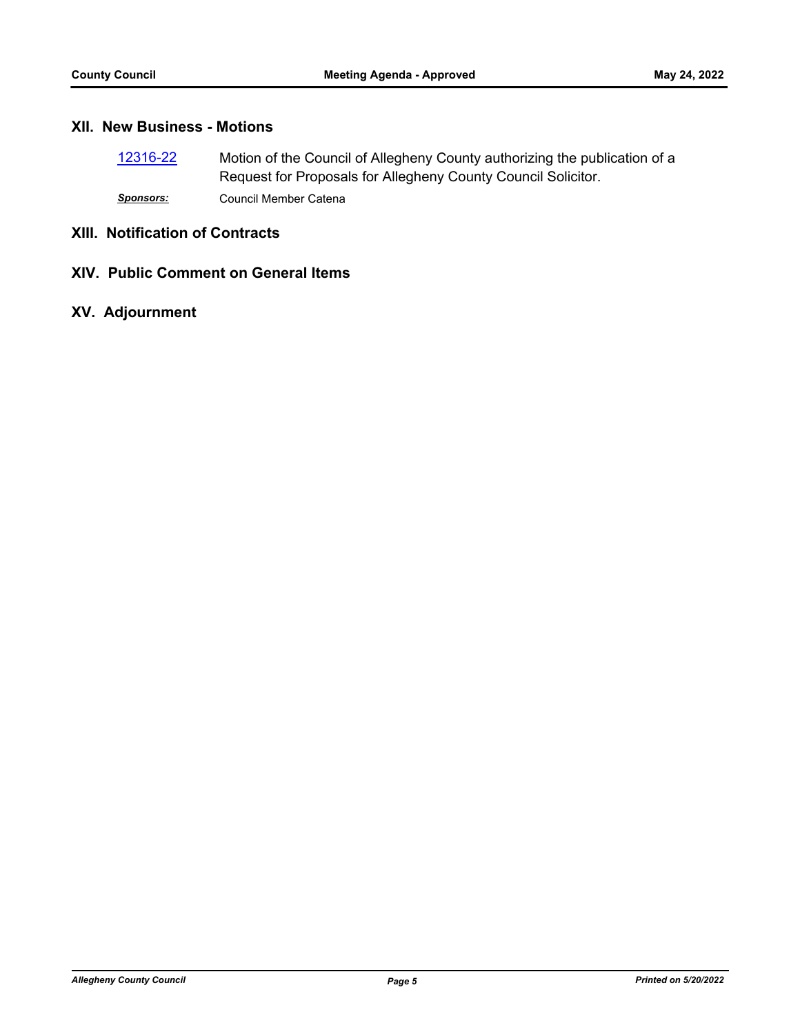## XII. New Business - Motions

12316-22 Motion of the Council of Allegheny County authorizing the publication of a Request for Proposals for Allegheny County Council Solicitor.

***Sponsors:*** Council Member Catena

## XIII. Notification of Contracts

## XIV. Public Comment on General Items

## XV. Adjournment